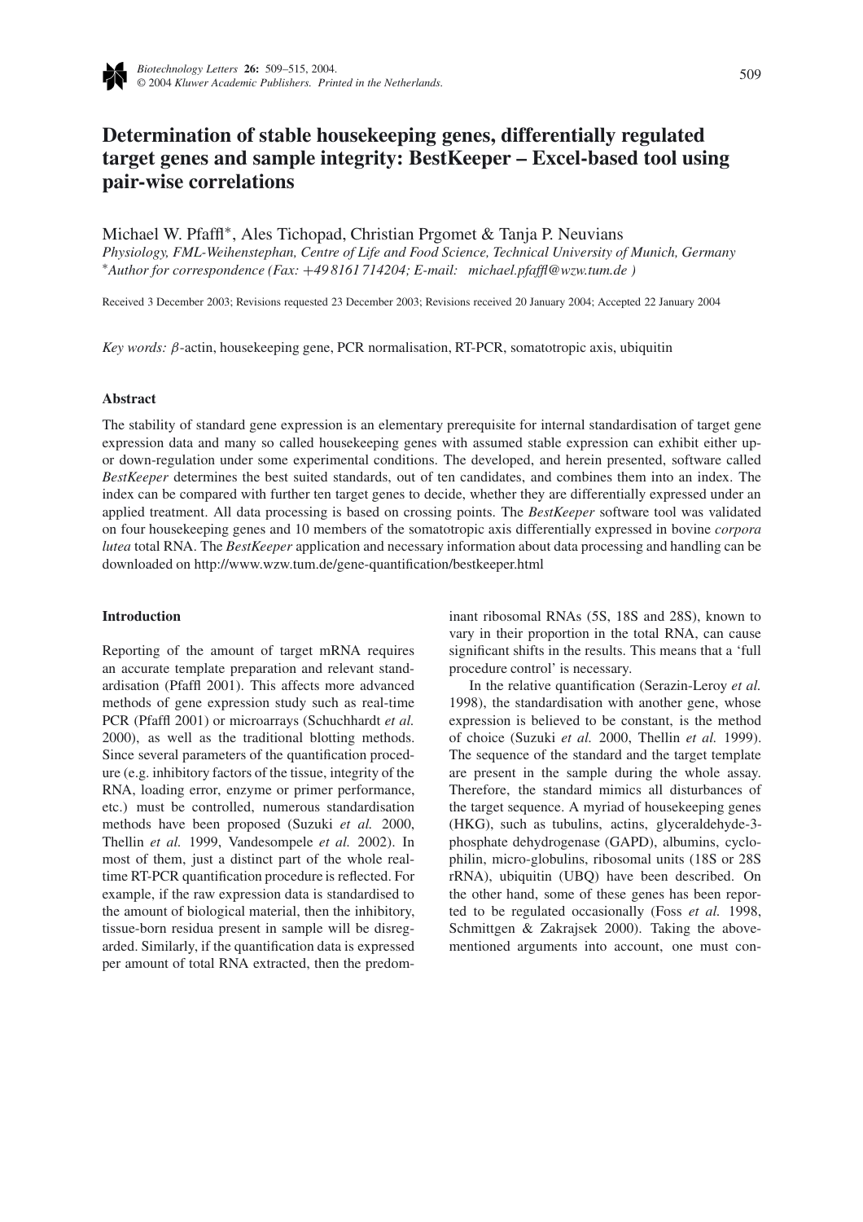# Determination of stable housekeeping genes, differentially regulated target genes and sample integrity: BestKeeper – Excel-based tool using pair-wise correlations

Michael W. Pfaffl*, Ales Tichopad, Christian Prgomet & Tanja P. Neuvians

*Physiology, FML-Weihenstephan, Centre of Life and Food Science, Technical University of Munich, Germany*
*Author for correspondence (Fax: +49 8161 714204; E-mail: michael.pfaffl@wzw.tum.de )*

Received 3 December 2003; Revisions requested 23 December 2003; Revisions received 20 January 2004; Accepted 22 January 2004

*Key words:* $\beta$-actin, housekeeping gene, PCR normalisation, RT-PCR, somatotropic axis, ubiquitin

## Abstract

The stability of standard gene expression is an elementary prerequisite for internal standardisation of target gene expression data and many so called housekeeping genes with assumed stable expression can exhibit either up- or down-regulation under some experimental conditions. The developed, and herein presented, software called *BestKeeper* determines the best suited standards, out of ten candidates, and combines them into an index. The index can be compared with further ten target genes to decide, whether they are differentially expressed under an applied treatment. All data processing is based on crossing points. The *BestKeeper* software tool was validated on four housekeeping genes and 10 members of the somatotropic axis differentially expressed in bovine *corpora lutea* total RNA. The *BestKeeper* application and necessary information about data processing and handling can be downloaded on http://www.wzw.tum.de/gene-quantification/bestkeeper.html

## Introduction

Reporting of the amount of target mRNA requires an accurate template preparation and relevant standardisation (Pfaffl 2001). This affects more advanced methods of gene expression study such as real-time PCR (Pfaffl 2001) or microarrays (Schuchhardt *et al.* 2000), as well as the traditional blotting methods. Since several parameters of the quantification procedure (e.g. inhibitory factors of the tissue, integrity of the RNA, loading error, enzyme or primer performance, etc.) must be controlled, numerous standardisation methods have been proposed (Suzuki *et al.* 2000, Thellin *et al.* 1999, Vandesompele *et al.* 2002). In most of them, just a distinct part of the whole real-time RT-PCR quantification procedure is reflected. For example, if the raw expression data is standardised to the amount of biological material, then the inhibitory, tissue-born residua present in sample will be disregarded. Similarly, if the quantification data is expressed per amount of total RNA extracted, then the predominant ribosomal RNAs (5S, 18S and 28S), known to vary in their proportion in the total RNA, can cause significant shifts in the results. This means that a 'full procedure control' is necessary.

In the relative quantification (Serazin-Leroy *et al.* 1998), the standardisation with another gene, whose expression is believed to be constant, is the method of choice (Suzuki *et al.* 2000, Thellin *et al.* 1999). The sequence of the standard and the target template are present in the sample during the whole assay. Therefore, the standard mimics all disturbances of the target sequence. A myriad of housekeeping genes (HKG), such as tubulins, actins, glyceraldehyde-3-phosphate dehydrogenase (GAPD), albumins, cyclophilin, micro-globulins, ribosomal units (18S or 28S rRNA), ubiquitin (UBQ) have been described. On the other hand, some of these genes has been reported to be regulated occasionally (Foss *et al.* 1998, Schmittgen & Zakrajsek 2000). Taking the above-mentioned arguments into account, one must con-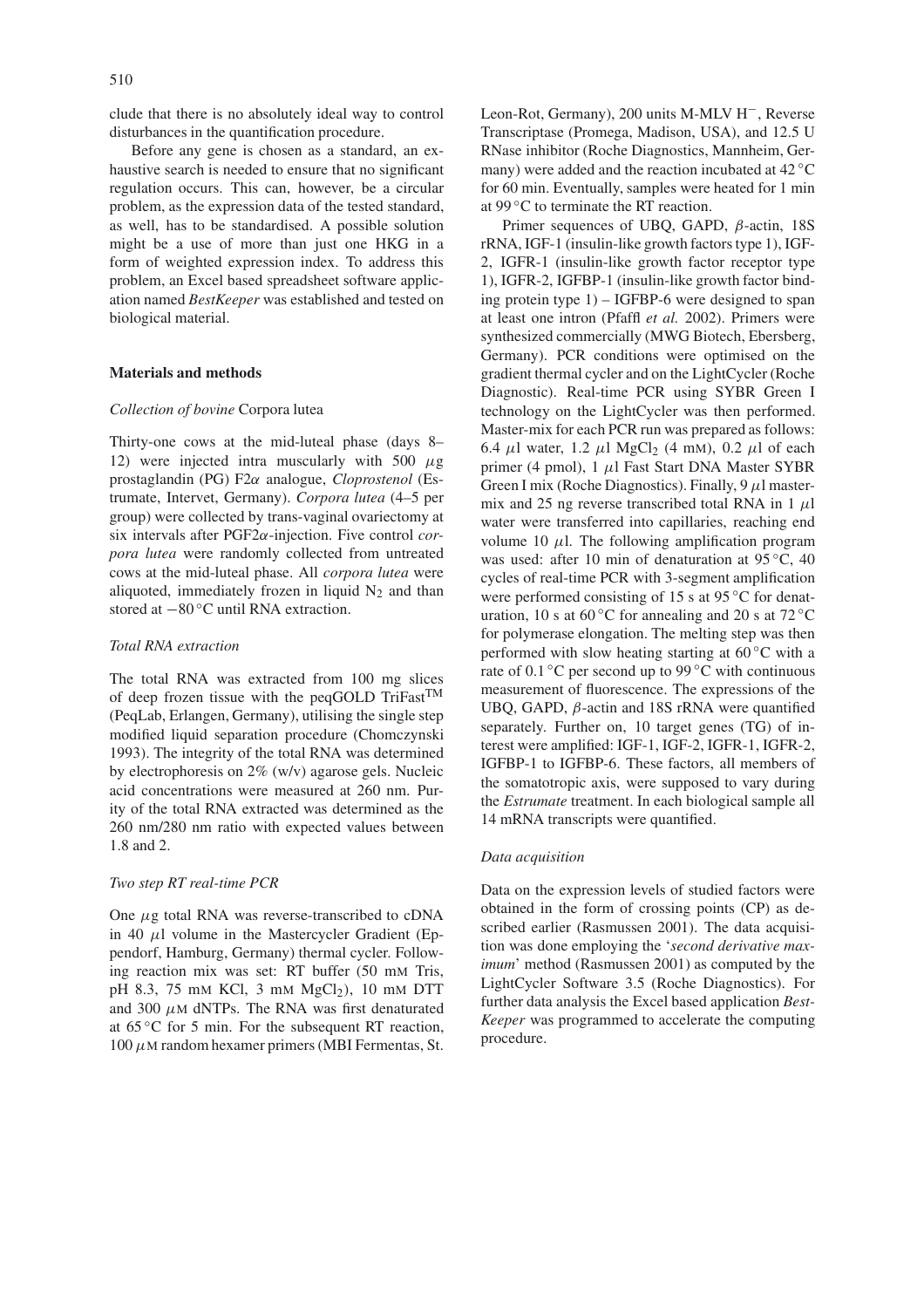clude that there is no absolutely ideal way to control disturbances in the quantification procedure.

Before any gene is chosen as a standard, an exhaustive search is needed to ensure that no significant regulation occurs. This can, however, be a circular problem, as the expression data of the tested standard, as well, has to be standardised. A possible solution might be a use of more than just one HKG in a form of weighted expression index. To address this problem, an Excel based spreadsheet software application named *BestKeeper* was established and tested on biological material.

## Materials and methods

### *Collection of bovine* Corpora lutea

Thirty-one cows at the mid-luteal phase (days 8–12) were injected intra muscularly with 500 $\mu$g prostaglandin (PG) F2$\alpha$ analogue, *Cloprostenol* (Estrumate, Intervet, Germany). *Corpora lutea* (4–5 per group) were collected by trans-vaginal ovariectomy at six intervals after PGF2$\alpha$-injection. Five control *corpora lutea* were randomly collected from untreated cows at the mid-luteal phase. All *corpora lutea* were aliquoted, immediately frozen in liquid $N_2$ and than stored at $-80\,^{\circ}$C until RNA extraction.

### *Total RNA extraction*

The total RNA was extracted from 100 mg slices of deep frozen tissue with the peqGOLD TriFast$^{TM}$ (PeqLab, Erlangen, Germany), utilising the single step modified liquid separation procedure (Chomczynski 1993). The integrity of the total RNA was determined by electrophoresis on 2% (w/v) agarose gels. Nucleic acid concentrations were measured at 260 nm. Purity of the total RNA extracted was determined as the 260 nm/280 nm ratio with expected values between 1.8 and 2.

### *Two step RT real-time PCR*

One $\mu$g total RNA was reverse-transcribed to cDNA in 40 $\mu$l volume in the Mastercycler Gradient (Eppendorf, Hamburg, Germany) thermal cycler. Following reaction mix was set: RT buffer (50 mM Tris, pH 8.3, 75 mM KCl, 3 mM $MgCl_2$), 10 mM DTT and 300 $\mu$M dNTPs. The RNA was first denaturated at 65 °C for 5 min. For the subsequent RT reaction, 100 $\mu$M random hexamer primers (MBI Fermentas, St. Leon-Rot, Germany), 200 units M-MLV $H^-$, Reverse Transcriptase (Promega, Madison, USA), and 12.5 U RNase inhibitor (Roche Diagnostics, Mannheim, Germany) were added and the reaction incubated at 42 °C for 60 min. Eventually, samples were heated for 1 min at 99 °C to terminate the RT reaction.

Primer sequences of UBQ, GAPD, $\beta$-actin, 18S rRNA, IGF-1 (insulin-like growth factors type 1), IGF-2, IGFR-1 (insulin-like growth factor receptor type 1), IGFR-2, IGFBP-1 (insulin-like growth factor binding protein type 1) – IGFBP-6 were designed to span at least one intron (Pfaffl *et al.* 2002). Primers were synthesized commercially (MWG Biotech, Ebersberg, Germany). PCR conditions were optimised on the gradient thermal cycler and on the LightCycler (Roche Diagnostic). Real-time PCR using SYBR Green I technology on the LightCycler was then performed. Master-mix for each PCR run was prepared as follows: 6.4 $\mu$l water, 1.2 $\mu$l $MgCl_2$ (4 mM), 0.2 $\mu$l of each primer (4 pmol), 1 $\mu$l Fast Start DNA Master SYBR Green I mix (Roche Diagnostics). Finally, 9 $\mu$l master-mix and 25 ng reverse transcribed total RNA in 1 $\mu$l water were transferred into capillaries, reaching end volume 10 $\mu$l. The following amplification program was used: after 10 min of denaturation at 95 °C, 40 cycles of real-time PCR with 3-segment amplification were performed consisting of 15 s at 95 °C for denaturation, 10 s at 60 °C for annealing and 20 s at 72 °C for polymerase elongation. The melting step was then performed with slow heating starting at 60 °C with a rate of 0.1 °C per second up to 99 °C with continuous measurement of fluorescence. The expressions of the UBQ, GAPD, $\beta$-actin and 18S rRNA were quantified separately. Further on, 10 target genes (TG) of interest were amplified: IGF-1, IGF-2, IGFR-1, IGFR-2, IGFBP-1 to IGFBP-6. These factors, all members of the somatotropic axis, were supposed to vary during the *Estrumate* treatment. In each biological sample all 14 mRNA transcripts were quantified.

### *Data acquisition*

Data on the expression levels of studied factors were obtained in the form of crossing points (CP) as described earlier (Rasmussen 2001). The data acquisition was done employing the '*second derivative maximum*' method (Rasmussen 2001) as computed by the LightCycler Software 3.5 (Roche Diagnostics). For further data analysis the Excel based application *BestKeeper* was programmed to accelerate the computing procedure.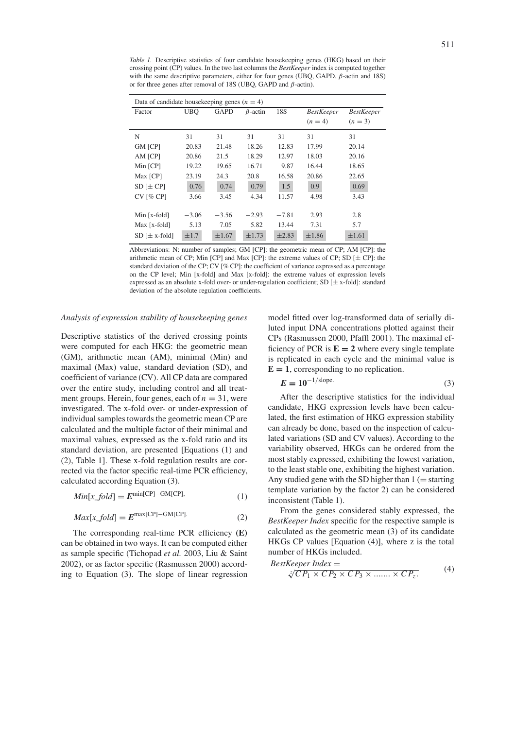*Table 1.* Descriptive statistics of four candidate housekeeping genes (HKG) based on their crossing point (CP) values. In the two last columns the *BestKeeper* index is computed together with the same descriptive parameters, either for four genes (UBQ, GAPD, $\beta$-actin and 18S) or for three genes after removal of 18S (UBQ, GAPD and $\beta$-actin).

| Data of candidate housekeeping genes ($n = 4$) | | | | | | |
|---|---|---|---|---|---|---|
| Factor | UBQ | GAPD | $\beta$-actin | 18S | *BestKeeper* ($n = 4$) | *BestKeeper* ($n = 3$) |
| N | 31 | 31 | 31 | 31 | 31 | 31 |
| GM [CP] | 20.83 | 21.48 | 18.26 | 12.83 | 17.99 | 20.14 |
| AM [CP] | 20.86 | 21.5 | 18.29 | 12.97 | 18.03 | 20.16 |
| Min [CP] | 19.22 | 19.65 | 16.71 | 9.87 | 16.44 | 18.65 |
| Max [CP] | 23.19 | 24.3 | 20.8 | 16.58 | 20.86 | 22.65 |
| SD [± CP] | 0.76 | 0.74 | 0.79 | 1.5 | 0.9 | 0.69 |
| CV [% CP] | 3.66 | 3.45 | 4.34 | 11.57 | 4.98 | 3.43 |
| Min [x-fold] | −3.06 | −3.56 | −2.93 | −7.81 | 2.93 | 2.8 |
| Max [x-fold] | 5.13 | 7.05 | 5.82 | 13.44 | 7.31 | 5.7 |
| SD [± x-fold] | ±1.7 | ±1.67 | ±1.73 | ±2.83 | ±1.86 | ±1.61 |

Abbreviations: N: number of samples; GM [CP]: the geometric mean of CP; AM [CP]: the arithmetic mean of CP; Min [CP] and Max [CP]: the extreme values of CP; SD [± CP]: the standard deviation of the CP; CV [% CP]: the coefficient of variance expressed as a percentage on the CP level; Min [x-fold] and Max [x-fold]: the extreme values of expression levels expressed as an absolute x-fold over- or under-regulation coefficient; SD [± x-fold]: standard deviation of the absolute regulation coefficients.

### *Analysis of expression stability of housekeeping genes*

Descriptive statistics of the derived crossing points were computed for each HKG: the geometric mean (GM), arithmetic mean (AM), minimal (Min) and maximal (Max) value, standard deviation (SD), and coefficient of variance (CV). All CP data are compared over the entire study, including control and all treatment groups. Herein, four genes, each of $n = 31$, were investigated. The x-fold over- or under-expression of individual samples towards the geometric mean CP are calculated and the multiple factor of their minimal and maximal values, expressed as the x-fold ratio and its standard deviation, are presented [Equations (1) and (2), Table 1]. These x-fold regulation results are corrected via the factor specific real-time PCR efficiency, calculated according Equation (3).

$$Min[x\_fold] = \boldsymbol{E}^{\min[\text{CP}]-\text{GM}[\text{CP}]} \tag{1}$$

$$Max[x\_fold] = \boldsymbol{E}^{\max[\text{CP}]-\text{GM}[\text{CP}]} \tag{2}$$

The corresponding real-time PCR efficiency **(E)** can be obtained in two ways. It can be computed either as sample specific (Tichopad *et al.* 2003, Liu & Saint 2002), or as factor specific (Rasmussen 2000) according to Equation (3). The slope of linear regression model fitted over log-transformed data of serially diluted input DNA concentrations plotted against their CPs (Rasmussen 2000, Pfaffl 2001). The maximal efficiency of PCR is $\mathbf{E = 2}$ where every single template is replicated in each cycle and the minimal value is $\mathbf{E = 1}$, corresponding to no replication.

$$\boldsymbol{E} = \mathbf{10}^{-1/\text{slope}.} \tag{3}$$

After the descriptive statistics for the individual candidate, HKG expression levels have been calculated, the first estimation of HKG expression stability can already be done, based on the inspection of calculated variations (SD and CV values). According to the variability observed, HKGs can be ordered from the most stably expressed, exhibiting the lowest variation, to the least stable one, exhibiting the highest variation. Any studied gene with the SD higher than 1 (= starting template variation by the factor 2) can be considered inconsistent (Table 1).

From the genes considered stably expressed, the *BestKeeper Index* specific for the respective sample is calculated as the geometric mean (3) of its candidate HKGs CP values [Equation (4)], where z is the total number of HKGs included.

$$\textit{BestKeeper Index} = \sqrt[z]{CP_1 \times CP_2 \times CP_3 \times \ldots\ldots \times CP_z}. \tag{4}$$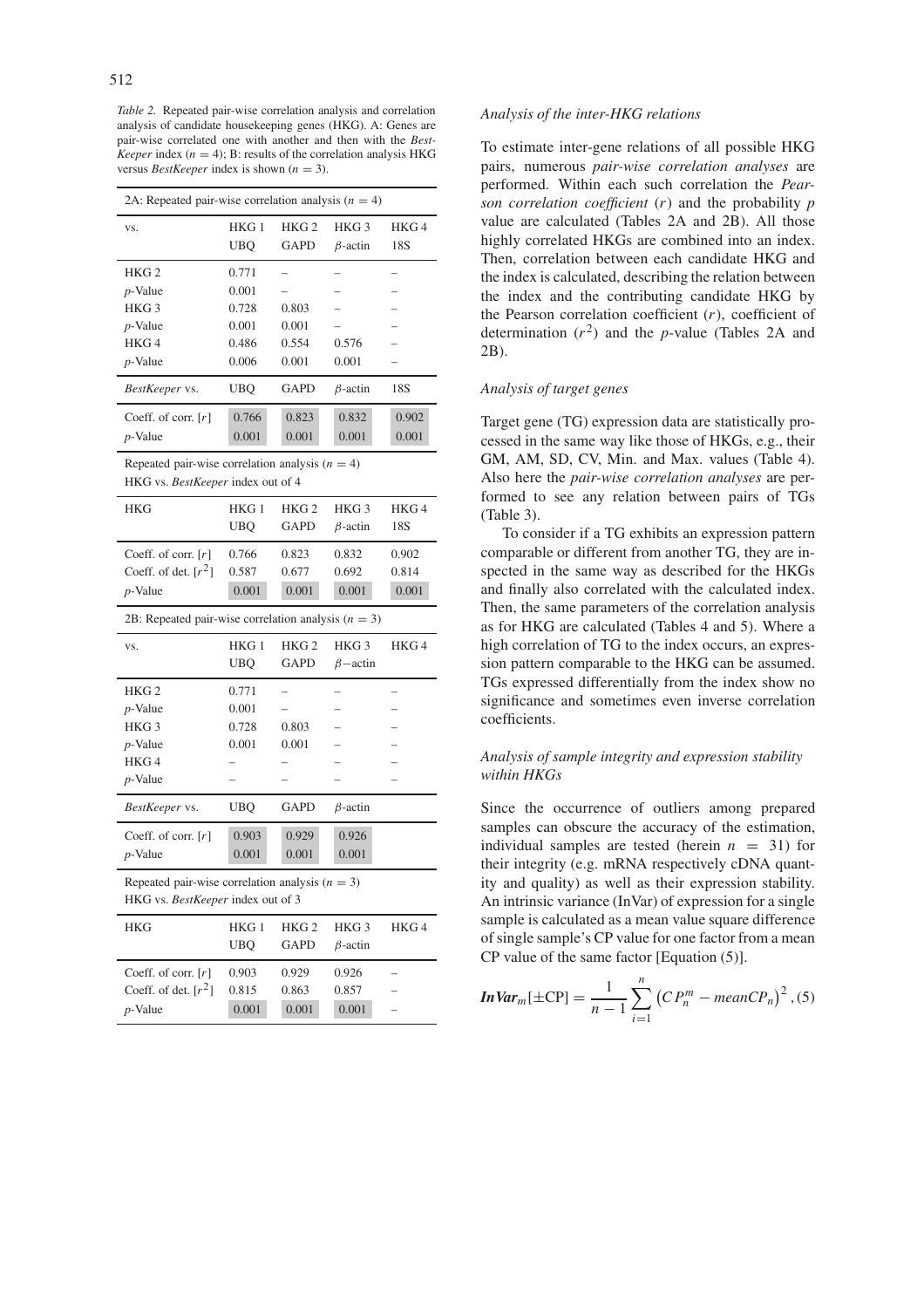*Table 2.* Repeated pair-wise correlation analysis and correlation analysis of candidate housekeeping genes (HKG). A: Genes are pair-wise correlated one with another and then with the *BestKeeper* index ($n = 4$); B: results of the correlation analysis HKG versus *BestKeeper* index is shown ($n = 3$).

| 2A: Repeated pair-wise correlation analysis ($n = 4$) | | | | |
|---|---|---|---|---|
| vs. | HKG 1 UBQ | HKG 2 GAPD | HKG 3 $\beta$-actin | HKG 4 18S |
| HKG 2 | 0.771 | – | – | – |
| *p*-Value | 0.001 | – | – | – |
| HKG 3 | 0.728 | 0.803 | – | – |
| *p*-Value | 0.001 | 0.001 | – | – |
| HKG 4 | 0.486 | 0.554 | 0.576 | – |
| *p*-Value | 0.006 | 0.001 | 0.001 | – |
| *BestKeeper* vs. | UBQ | GAPD | $\beta$-actin | 18S |
| Coeff. of corr. [$r$] | 0.766 | 0.823 | 0.832 | 0.902 |
| *p*-Value | 0.001 | 0.001 | 0.001 | 0.001 |
| Repeated pair-wise correlation analysis ($n = 4$) HKG vs. *BestKeeper* index out of 4 | | | | |
| HKG | HKG 1 UBQ | HKG 2 GAPD | HKG 3 $\beta$-actin | HKG 4 18S |
| Coeff. of corr. [$r$] | 0.766 | 0.823 | 0.832 | 0.902 |
| Coeff. of det. [$r^2$] | 0.587 | 0.677 | 0.692 | 0.814 |
| *p*-Value | 0.001 | 0.001 | 0.001 | 0.001 |

| 2B: Repeated pair-wise correlation analysis ($n = 3$) | | | | |
|---|---|---|---|---|
| vs. | HKG 1 UBQ | HKG 2 GAPD | HKG 3 $\beta-$actin | HKG 4 |
| HKG 2 | 0.771 | – | – | – |
| *p*-Value | 0.001 | – | – | – |
| HKG 3 | 0.728 | 0.803 | – | – |
| *p*-Value | 0.001 | 0.001 | – | – |
| HKG 4 | – | – | – | – |
| *p*-Value | – | – | – | – |
| *BestKeeper* vs. | UBQ | GAPD | $\beta$-actin | |
| Coeff. of corr. [$r$] | 0.903 | 0.929 | 0.926 | |
| *p*-Value | 0.001 | 0.001 | 0.001 | |
| Repeated pair-wise correlation analysis ($n = 3$) HKG vs. *BestKeeper* index out of 3 | | | | |
| HKG | HKG 1 UBQ | HKG 2 GAPD | HKG 3 $\beta$-actin | HKG 4 |
| Coeff. of corr. [$r$] | 0.903 | 0.929 | 0.926 | – |
| Coeff. of det. [$r^2$] | 0.815 | 0.863 | 0.857 | – |
| *p*-Value | 0.001 | 0.001 | 0.001 | – |

### *Analysis of the inter-HKG relations*

To estimate inter-gene relations of all possible HKG pairs, numerous *pair-wise correlation analyses* are performed. Within each such correlation the *Pearson correlation coefficient* ($r$) and the probability $p$ value are calculated (Tables 2A and 2B). All those highly correlated HKGs are combined into an index. Then, correlation between each candidate HKG and the index is calculated, describing the relation between the index and the contributing candidate HKG by the Pearson correlation coefficient ($r$), coefficient of determination ($r^2$) and the $p$-value (Tables 2A and 2B).

### *Analysis of target genes*

Target gene (TG) expression data are statistically processed in the same way like those of HKGs, e.g., their GM, AM, SD, CV, Min. and Max. values (Table 4). Also here the *pair-wise correlation analyses* are performed to see any relation between pairs of TGs (Table 3).

To consider if a TG exhibits an expression pattern comparable or different from another TG, they are inspected in the same way as described for the HKGs and finally also correlated with the calculated index. Then, the same parameters of the correlation analysis as for HKG are calculated (Tables 4 and 5). Where a high correlation of TG to the index occurs, an expression pattern comparable to the HKG can be assumed. TGs expressed differentially from the index show no significance and sometimes even inverse correlation coefficients.

### *Analysis of sample integrity and expression stability within HKGs*

Since the occurrence of outliers among prepared samples can obscure the accuracy of the estimation, individual samples are tested (herein $n = 31$) for their integrity (e.g. mRNA respectively cDNA quantity and quality) as well as their expression stability. An intrinsic variance (InVar) of expression for a single sample is calculated as a mean value square difference of single sample's CP value for one factor from a mean CP value of the same factor [Equation (5)].

$$\boldsymbol{InVar}_m[\pm \text{CP}] = \frac{1}{n-1} \sum_{i=1}^{n} \left( CP_n^m - meanCP_n \right)^2 , (5)$$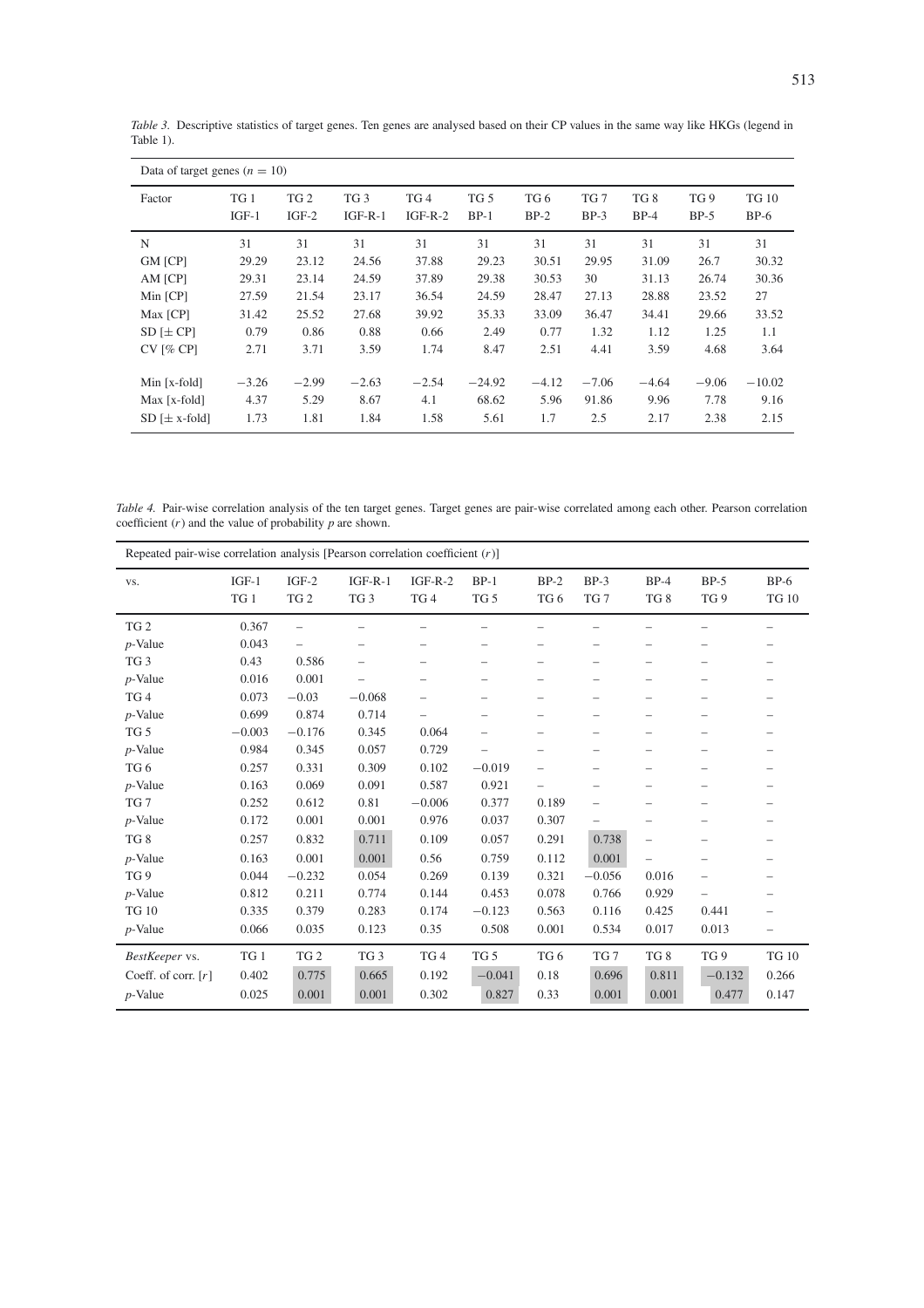*Table 3.* Descriptive statistics of target genes. Ten genes are analysed based on their CP values in the same way like HKGs (legend in Table 1).

| Data of target genes ($n = 10$) | | | | | | | | | | |
|---|---|---|---|---|---|---|---|---|---|---|
| Factor | TG 1 IGF-1 | TG 2 IGF-2 | TG 3 IGF-R-1 | TG 4 IGF-R-2 | TG 5 BP-1 | TG 6 BP-2 | TG 7 BP-3 | TG 8 BP-4 | TG 9 BP-5 | TG 10 BP-6 |
| N | 31 | 31 | 31 | 31 | 31 | 31 | 31 | 31 | 31 | 31 |
| GM [CP] | 29.29 | 23.12 | 24.56 | 37.88 | 29.23 | 30.51 | 29.95 | 31.09 | 26.7 | 30.32 |
| AM [CP] | 29.31 | 23.14 | 24.59 | 37.89 | 29.38 | 30.53 | 30 | 31.13 | 26.74 | 30.36 |
| Min [CP] | 27.59 | 21.54 | 23.17 | 36.54 | 24.59 | 28.47 | 27.13 | 28.88 | 23.52 | 27 |
| Max [CP] | 31.42 | 25.52 | 27.68 | 39.92 | 35.33 | 33.09 | 36.47 | 34.41 | 29.66 | 33.52 |
| SD [± CP] | 0.79 | 0.86 | 0.88 | 0.66 | 2.49 | 0.77 | 1.32 | 1.12 | 1.25 | 1.1 |
| CV [% CP] | 2.71 | 3.71 | 3.59 | 1.74 | 8.47 | 2.51 | 4.41 | 3.59 | 4.68 | 3.64 |
| Min [x-fold] | −3.26 | −2.99 | −2.63 | −2.54 | −24.92 | −4.12 | −7.06 | −4.64 | −9.06 | −10.02 |
| Max [x-fold] | 4.37 | 5.29 | 8.67 | 4.1 | 68.62 | 5.96 | 91.86 | 9.96 | 7.78 | 9.16 |
| SD [± x-fold] | 1.73 | 1.81 | 1.84 | 1.58 | 5.61 | 1.7 | 2.5 | 2.17 | 2.38 | 2.15 |

*Table 4.* Pair-wise correlation analysis of the ten target genes. Target genes are pair-wise correlated among each other. Pearson correlation coefficient ($r$) and the value of probability $p$ are shown.

| Repeated pair-wise correlation analysis [Pearson correlation coefficient ($r$)] | | | | | | | | | | |
|---|---|---|---|---|---|---|---|---|---|---|
| vs. | IGF-1 TG 1 | IGF-2 TG 2 | IGF-R-1 TG 3 | IGF-R-2 TG 4 | BP-1 TG 5 | BP-2 TG 6 | BP-3 TG 7 | BP-4 TG 8 | BP-5 TG 9 | BP-6 TG 10 |
| TG 2 | 0.367 | – | – | – | – | – | – | – | – | – |
| *p*-Value | 0.043 | – | – | – | – | – | – | – | – | – |
| TG 3 | 0.43 | 0.586 | – | – | – | – | – | – | – | – |
| *p*-Value | 0.016 | 0.001 | – | – | – | – | – | – | – | – |
| TG 4 | 0.073 | −0.03 | −0.068 | – | – | – | – | – | – | – |
| *p*-Value | 0.699 | 0.874 | 0.714 | – | – | – | – | – | – | – |
| TG 5 | −0.003 | −0.176 | 0.345 | 0.064 | – | – | – | – | – | – |
| *p*-Value | 0.984 | 0.345 | 0.057 | 0.729 | – | – | – | – | – | – |
| TG 6 | 0.257 | 0.331 | 0.309 | 0.102 | −0.019 | – | – | – | – | – |
| *p*-Value | 0.163 | 0.069 | 0.091 | 0.587 | 0.921 | – | – | – | – | – |
| TG 7 | 0.252 | 0.612 | 0.81 | −0.006 | 0.377 | 0.189 | – | – | – | – |
| *p*-Value | 0.172 | 0.001 | 0.001 | 0.976 | 0.037 | 0.307 | – | – | – | – |
| TG 8 | 0.257 | 0.832 | 0.711 | 0.109 | 0.057 | 0.291 | 0.738 | – | – | – |
| *p*-Value | 0.163 | 0.001 | 0.001 | 0.56 | 0.759 | 0.112 | 0.001 | – | – | – |
| TG 9 | 0.044 | −0.232 | 0.054 | 0.269 | 0.139 | 0.321 | −0.056 | 0.016 | – | – |
| *p*-Value | 0.812 | 0.211 | 0.774 | 0.144 | 0.453 | 0.078 | 0.766 | 0.929 | – | – |
| TG 10 | 0.335 | 0.379 | 0.283 | 0.174 | −0.123 | 0.563 | 0.116 | 0.425 | 0.441 | – |
| *p*-Value | 0.066 | 0.035 | 0.123 | 0.35 | 0.508 | 0.001 | 0.534 | 0.017 | 0.013 | – |
| *BestKeeper* vs. | TG 1 | TG 2 | TG 3 | TG 4 | TG 5 | TG 6 | TG 7 | TG 8 | TG 9 | TG 10 |
| Coeff. of corr. [$r$] | 0.402 | 0.775 | 0.665 | 0.192 | −0.041 | 0.18 | 0.696 | 0.811 | −0.132 | 0.266 |
| *p*-Value | 0.025 | 0.001 | 0.001 | 0.302 | 0.827 | 0.33 | 0.001 | 0.001 | 0.477 | 0.147 |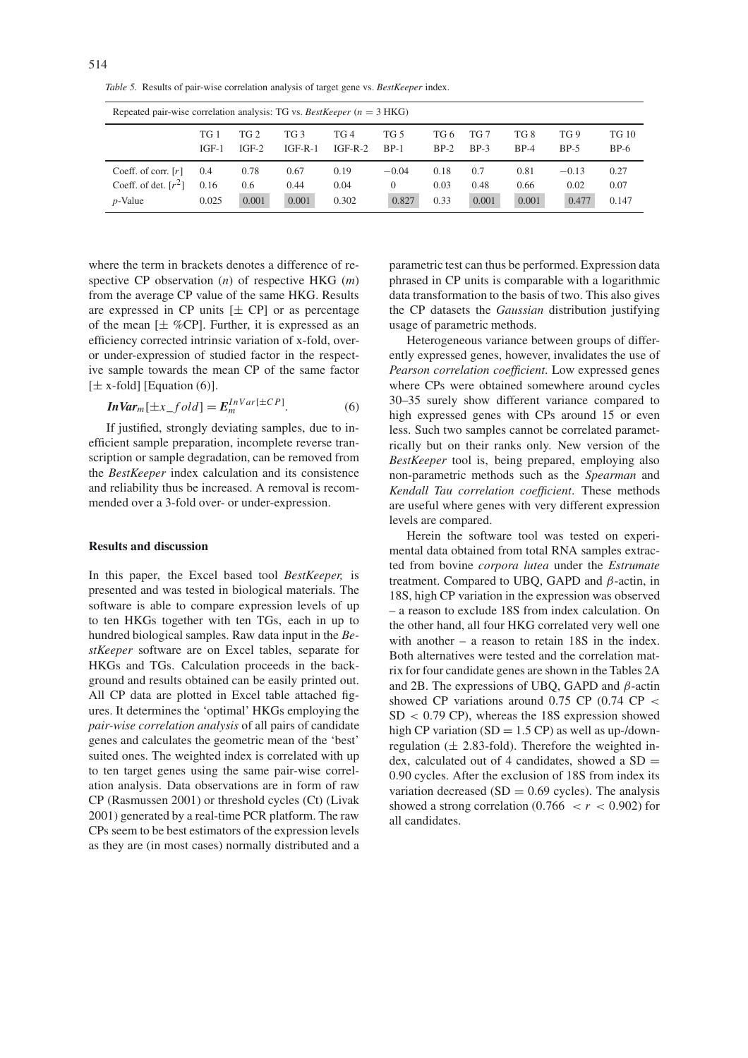*Table 5.* Results of pair-wise correlation analysis of target gene vs. *BestKeeper* index.

| Repeated pair-wise correlation analysis: TG vs. *BestKeeper* ($n = 3$ HKG) | | | | | | | | | | |
|---|---|---|---|---|---|---|---|---|---|---|
| | TG 1 IGF-1 | TG 2 IGF-2 | TG 3 IGF-R-1 | TG 4 IGF-R-2 | TG 5 BP-1 | TG 6 BP-2 | TG 7 BP-3 | TG 8 BP-4 | TG 9 BP-5 | TG 10 BP-6 |
| Coeff. of corr. [$r$] | 0.4 | 0.78 | 0.67 | 0.19 | −0.04 | 0.18 | 0.7 | 0.81 | −0.13 | 0.27 |
| Coeff. of det. [$r^2$] | 0.16 | 0.6 | 0.44 | 0.04 | 0 | 0.03 | 0.48 | 0.66 | 0.02 | 0.07 |
| $p$-Value | 0.025 | 0.001 | 0.001 | 0.302 | 0.827 | 0.33 | 0.001 | 0.001 | 0.477 | 0.147 |

where the term in brackets denotes a difference of respective CP observation ($n$) of respective HKG ($m$) from the average CP value of the same HKG. Results are expressed in CP units [± CP] or as percentage of the mean [± %CP]. Further, it is expressed as an efficiency corrected intrinsic variation of x-fold, over- or under-expression of studied factor in the respective sample towards the mean CP of the same factor [± x-fold] [Equation (6)].

$$\boldsymbol{InVar}_m[\pm x\_fold] = \boldsymbol{E}_m^{InVar[\pm CP]}. \qquad (6)$$

If justified, strongly deviating samples, due to inefficient sample preparation, incomplete reverse transcription or sample degradation, can be removed from the *BestKeeper* index calculation and its consistence and reliability thus be increased. A removal is recommended over a 3-fold over- or under-expression.

## Results and discussion

In this paper, the Excel based tool *BestKeeper,* is presented and was tested in biological materials. The software is able to compare expression levels of up to ten HKGs together with ten TGs, each in up to hundred biological samples. Raw data input in the *BestKeeper* software are on Excel tables, separate for HKGs and TGs. Calculation proceeds in the background and results obtained can be easily printed out. All CP data are plotted in Excel table attached figures. It determines the 'optimal' HKGs employing the *pair-wise correlation analysis* of all pairs of candidate genes and calculates the geometric mean of the 'best' suited ones. The weighted index is correlated with up to ten target genes using the same pair-wise correlation analysis. Data observations are in form of raw CP (Rasmussen 2001) or threshold cycles (Ct) (Livak 2001) generated by a real-time PCR platform. The raw CPs seem to be best estimators of the expression levels as they are (in most cases) normally distributed and a parametric test can thus be performed. Expression data phrased in CP units is comparable with a logarithmic data transformation to the basis of two. This also gives the CP datasets the *Gaussian* distribution justifying usage of parametric methods.

Heterogeneous variance between groups of differently expressed genes, however, invalidates the use of *Pearson correlation coefficient*. Low expressed genes where CPs were obtained somewhere around cycles 30–35 surely show different variance compared to high expressed genes with CPs around 15 or even less. Such two samples cannot be correlated parametrically but on their ranks only. New version of the *BestKeeper* tool is, being prepared, employing also non-parametric methods such as the *Spearman* and *Kendall Tau correlation coefficient*. These methods are useful where genes with very different expression levels are compared.

Herein the software tool was tested on experimental data obtained from total RNA samples extracted from bovine *corpora lutea* under the *Estrumate* treatment. Compared to UBQ, GAPD and $\beta$-actin, in 18S, high CP variation in the expression was observed – a reason to exclude 18S from index calculation. On the other hand, all four HKG correlated very well one with another – a reason to retain 18S in the index. Both alternatives were tested and the correlation matrix for four candidate genes are shown in the Tables 2A and 2B. The expressions of UBQ, GAPD and $\beta$-actin showed CP variations around 0.75 CP (0.74 CP $<$ SD $<$ 0.79 CP), whereas the 18S expression showed high CP variation (SD = 1.5 CP) as well as up-/down-regulation (± 2.83-fold). Therefore the weighted index, calculated out of 4 candidates, showed a SD = 0.90 cycles. After the exclusion of 18S from index its variation decreased (SD = 0.69 cycles). The analysis showed a strong correlation ($0.766 < r < 0.902$) for all candidates.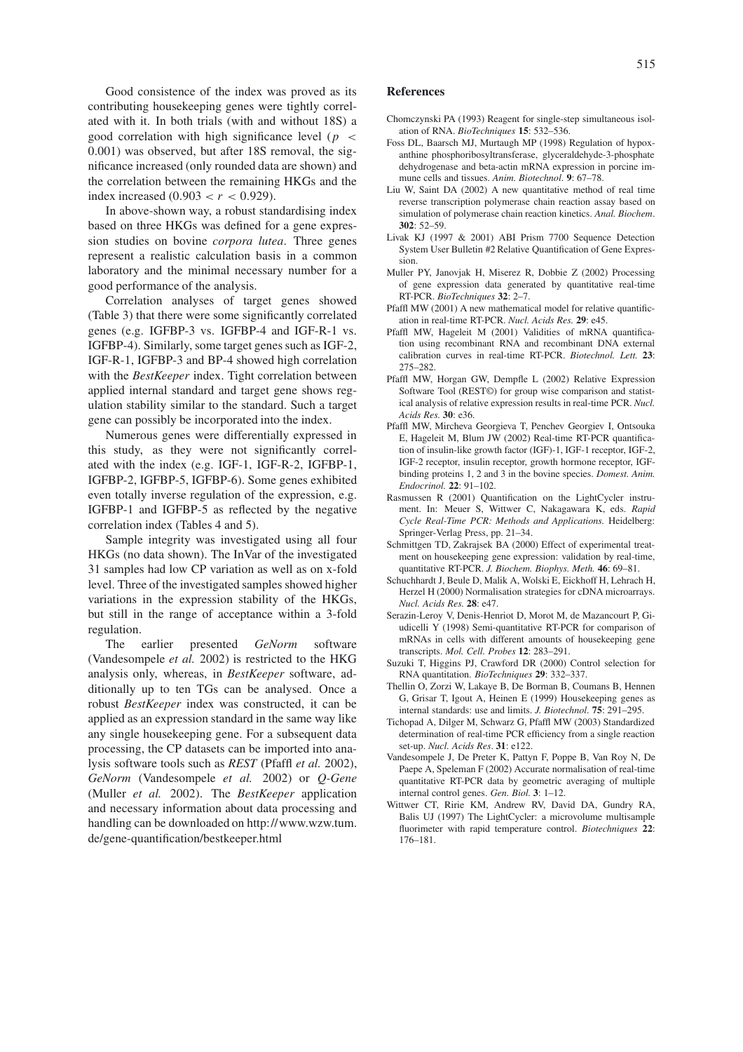Good consistence of the index was proved as its contributing housekeeping genes were tightly correlated with it. In both trials (with and without 18S) a good correlation with high significance level ($p < 0.001$) was observed, but after 18S removal, the significance increased (only rounded data are shown) and the correlation between the remaining HKGs and the index increased ($0.903 < r < 0.929$).

In above-shown way, a robust standardising index based on three HKGs was defined for a gene expression studies on bovine *corpora lutea*. Three genes represent a realistic calculation basis in a common laboratory and the minimal necessary number for a good performance of the analysis.

Correlation analyses of target genes showed (Table 3) that there were some significantly correlated genes (e.g. IGFBP-3 vs. IGFBP-4 and IGF-R-1 vs. IGFBP-4). Similarly, some target genes such as IGF-2, IGF-R-1, IGFBP-3 and BP-4 showed high correlation with the *BestKeeper* index. Tight correlation between applied internal standard and target gene shows regulation stability similar to the standard. Such a target gene can possibly be incorporated into the index.

Numerous genes were differentially expressed in this study, as they were not significantly correlated with the index (e.g. IGF-1, IGF-R-2, IGFBP-1, IGFBP-2, IGFBP-5, IGFBP-6). Some genes exhibited even totally inverse regulation of the expression, e.g. IGFBP-1 and IGFBP-5 as reflected by the negative correlation index (Tables 4 and 5).

Sample integrity was investigated using all four HKGs (no data shown). The InVar of the investigated 31 samples had low CP variation as well as on x-fold level. Three of the investigated samples showed higher variations in the expression stability of the HKGs, but still in the range of acceptance within a 3-fold regulation.

The earlier presented *GeNorm* software (Vandesompele *et al.* 2002) is restricted to the HKG analysis only, whereas, in *BestKeeper* software, additionally up to ten TGs can be analysed. Once a robust *BestKeeper* index was constructed, it can be applied as an expression standard in the same way like any single housekeeping gene. For a subsequent data processing, the CP datasets can be imported into analysis software tools such as *REST* (Pfaffl *et al.* 2002), *GeNorm* (Vandesompele *et al.* 2002) or *Q-Gene* (Muller *et al.* 2002). The *BestKeeper* application and necessary information about data processing and handling can be downloaded on http://www.wzw.tum.de/gene-quantification/bestkeeper.html

## References

Chomczynski PA (1993) Reagent for single-step simultaneous isolation of RNA. *BioTechniques* **15**: 532–536.

Foss DL, Baarsch MJ, Murtaugh MP (1998) Regulation of hypoxanthine phosphoribosyltransferase, glyceraldehyde-3-phosphate dehydrogenase and beta-actin mRNA expression in porcine immune cells and tissues. *Anim. Biotechnol.* **9**: 67–78.

Liu W, Saint DA (2002) A new quantitative method of real time reverse transcription polymerase chain reaction assay based on simulation of polymerase chain reaction kinetics. *Anal. Biochem*. **302**: 52–59.

Livak KJ (1997 & 2001) ABI Prism 7700 Sequence Detection System User Bulletin #2 Relative Quantification of Gene Expression.

Muller PY, Janovjak H, Miserez R, Dobbie Z (2002) Processing of gene expression data generated by quantitative real-time RT-PCR. *BioTechniques* **32**: 2–7.

Pfaffl MW (2001) A new mathematical model for relative quantification in real-time RT-PCR. *Nucl. Acids Res.* **29**: e45.

Pfaffl MW, Hageleit M (2001) Validities of mRNA quantification using recombinant RNA and recombinant DNA external calibration curves in real-time RT-PCR. *Biotechnol. Lett.* **23**: 275–282.

Pfaffl MW, Horgan GW, Dempfle L (2002) Relative Expression Software Tool (REST©) for group wise comparison and statistical analysis of relative expression results in real-time PCR. *Nucl. Acids Res.* **30**: e36.

Pfaffl MW, Mircheva Georgieva T, Penchev Georgiev I, Ontsouka E, Hageleit M, Blum JW (2002) Real-time RT-PCR quantification of insulin-like growth factor (IGF)-1, IGF-1 receptor, IGF-2, IGF-2 receptor, insulin receptor, growth hormone receptor, IGF-binding proteins 1, 2 and 3 in the bovine species. *Domest. Anim. Endocrinol.* **22**: 91–102.

Rasmussen R (2001) Quantification on the LightCycler instrument. In: Meuer S, Wittwer C, Nakagawara K, eds. *Rapid Cycle Real-Time PCR: Methods and Applications.* Heidelberg: Springer-Verlag Press, pp. 21–34.

Schmittgen TD, Zakrajsek BA (2000) Effect of experimental treatment on housekeeping gene expression: validation by real-time, quantitative RT-PCR. *J. Biochem. Biophys. Meth.* **46**: 69–81.

Schuchhardt J, Beule D, Malik A, Wolski E, Eickhoff H, Lehrach H, Herzel H (2000) Normalisation strategies for cDNA microarrays. *Nucl. Acids Res.* **28**: e47.

Serazin-Leroy V, Denis-Henriot D, Morot M, de Mazancourt P, Giudicelli Y (1998) Semi-quantitative RT-PCR for comparison of mRNAs in cells with different amounts of housekeeping gene transcripts. *Mol. Cell. Probes* **12**: 283–291.

Suzuki T, Higgins PJ, Crawford DR (2000) Control selection for RNA quantitation. *BioTechniques* **29**: 332–337.

Thellin O, Zorzi W, Lakaye B, De Borman B, Coumans B, Hennen G, Grisar T, Igout A, Heinen E (1999) Housekeeping genes as internal standards: use and limits. *J. Biotechnol*. **75**: 291–295.

Tichopad A, Dilger M, Schwarz G, Pfaffl MW (2003) Standardized determination of real-time PCR efficiency from a single reaction set-up. *Nucl. Acids Res*. **31**: e122.

Vandesompele J, De Preter K, Pattyn F, Poppe B, Van Roy N, De Paepe A, Speleman F (2002) Accurate normalisation of real-time quantitative RT-PCR data by geometric averaging of multiple internal control genes. *Gen. Biol.* **3**: 1–12.

Wittwer CT, Ririe KM, Andrew RV, David DA, Gundry RA, Balis UJ (1997) The LightCycler: a microvolume multisample fluorimeter with rapid temperature control. *Biotechniques* **22**: 176–181.